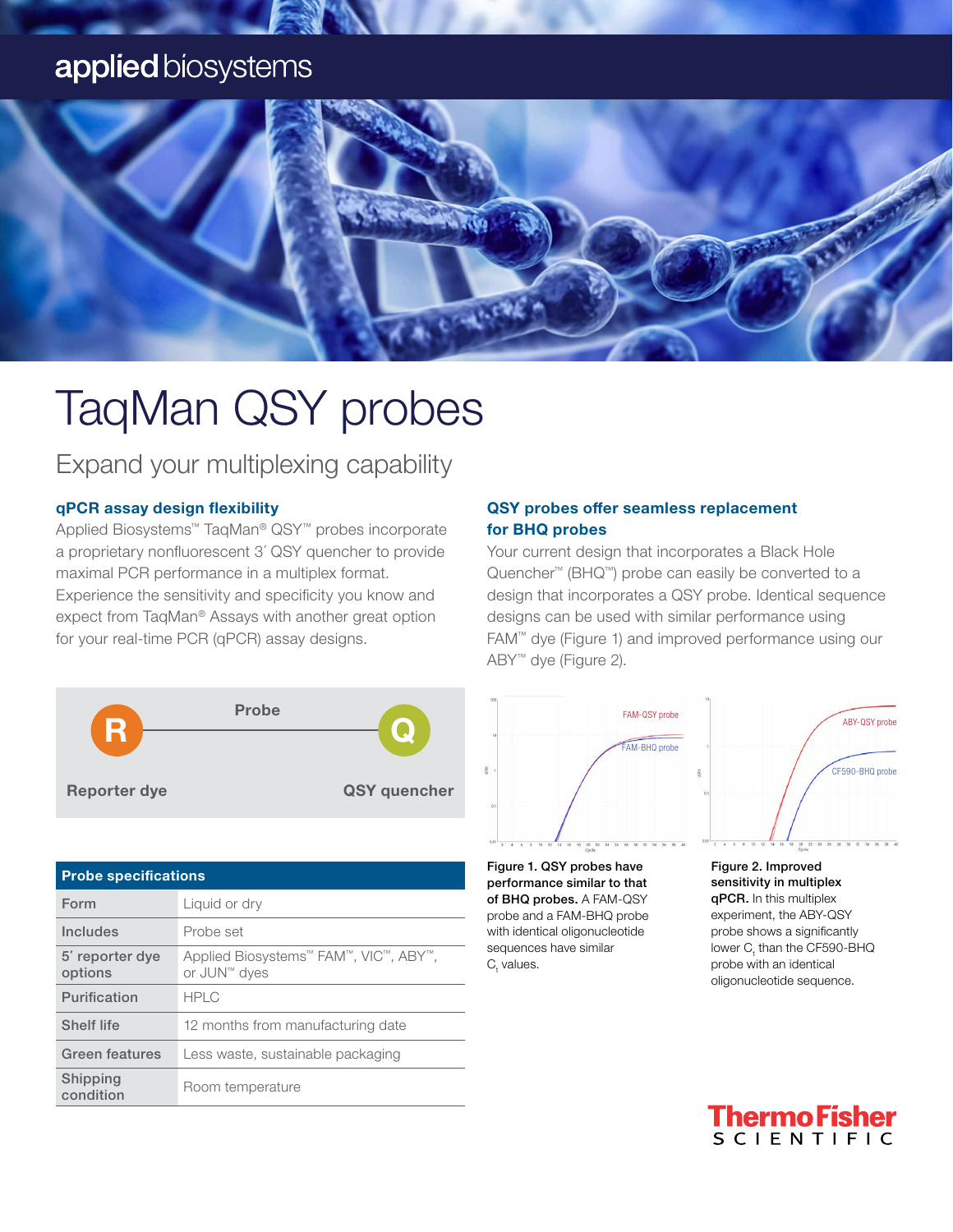# TaqMan QSY probes

## Expand your multiplexing capability

### qPCR assay design flexibility

Applied Biosystems™ TaqMan® QSY™ probes incorporate a proprietary nonfluorescent 3´ QSY quencher to provide maximal PCR performance in a multiplex format. Experience the sensitivity and specificity you know and expect from TaqMan® Assays with another great option for your real-time PCR (qPCR) assay designs.

Probe

R Reporter dye — Q QSY quencher

| Probe specifications | |
|---|---|
| Form | Liquid or dry |
| Includes | Probe set |
| 5′ reporter dye options | Applied Biosystems™ FAM™, VIC™, ABY™, or JUN™ dyes |
| Purification | HPLC |
| Shelf life | 12 months from manufacturing date |
| Green features | Less waste, sustainable packaging |
| Shipping condition | Room temperature |

### QSY probes offer seamless replacement for BHQ probes

Your current design that incorporates a Black Hole Quencher™ (BHQ™) probe can easily be converted to a design that incorporates a QSY probe. Identical sequence designs can be used with similar performance using FAM™ dye (Figure 1) and improved performance using our ABY™ dye (Figure 2).

**Figure 1. QSY probes have performance similar to that of BHQ probes.** A FAM-QSY probe and a FAM-BHQ probe with identical oligonucleotide sequences have similar $C_t$ values.

**Figure 2. Improved sensitivity in multiplex qPCR.** In this multiplex experiment, the ABY-QSY probe shows a significantly lower $C_t$ than the CF590-BHQ probe with an identical oligonucleotide sequence.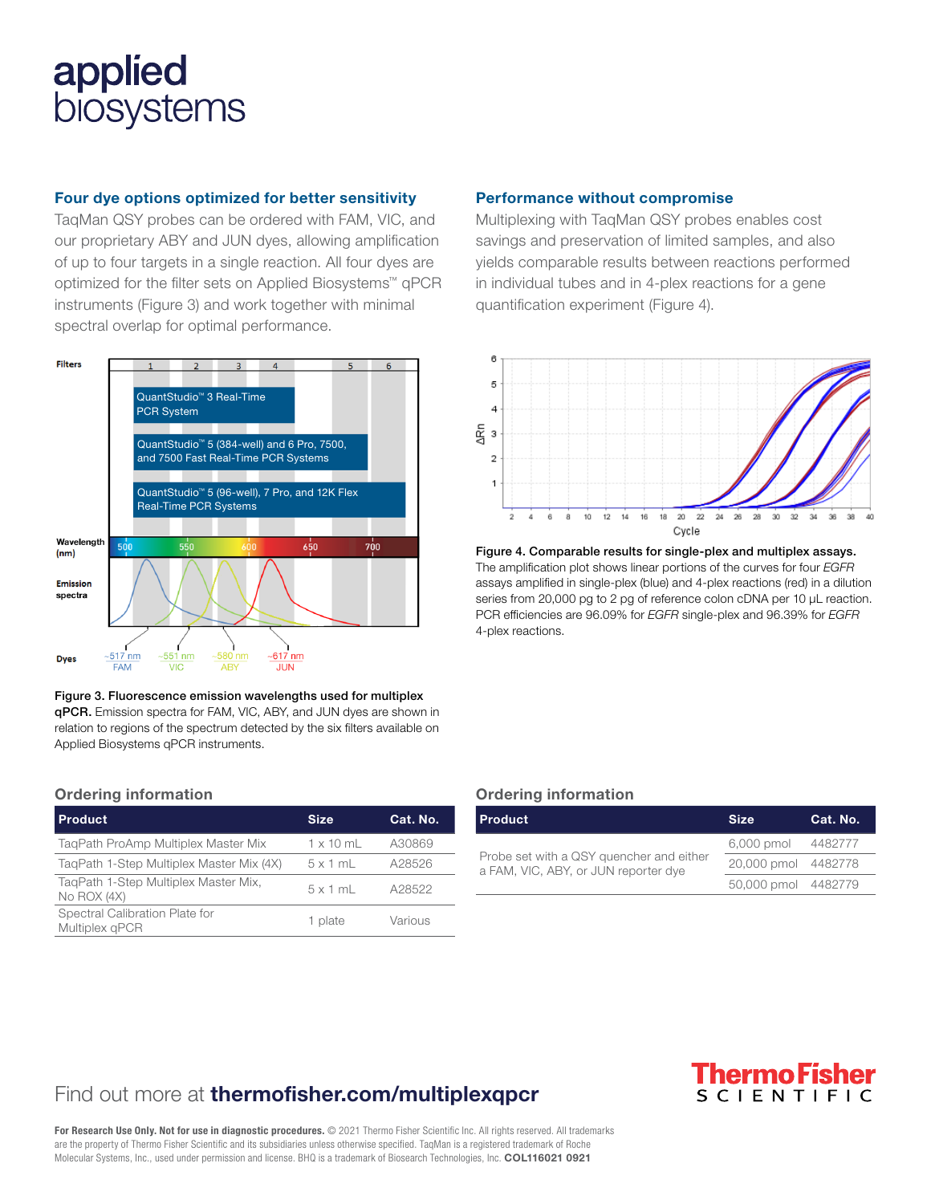applied biosystems

## Four dye options optimized for better sensitivity

TaqMan QSY probes can be ordered with FAM, VIC, and our proprietary ABY and JUN dyes, allowing amplification of up to four targets in a single reaction. All four dyes are optimized for the filter sets on Applied Biosystems™ qPCR instruments (Figure 3) and work together with minimal spectral overlap for optimal performance.

Filters
1 2 3 4 5 6
QuantStudio™ 3 Real-Time PCR System
QuantStudio™ 5 (384-well) and 6 Pro, 7500, and 7500 Fast Real-Time PCR Systems
QuantStudio™ 5 (96-well), 7 Pro, and 12K Flex Real-Time PCR Systems
Wavelength (nm)
500 550 600 650 700
Emission spectra
Dyes
~517 nm FAM
~551 nm VIC
~580 nm ABY
~617 nm JUN

**Figure 3. Fluorescence emission wavelengths used for multiplex qPCR.** Emission spectra for FAM, VIC, ABY, and JUN dyes are shown in relation to regions of the spectrum detected by the six filters available on Applied Biosystems qPCR instruments.

## Performance without compromise

Multiplexing with TaqMan QSY probes enables cost savings and preservation of limited samples, and also yields comparable results between reactions performed in individual tubes and in 4-plex reactions for a gene quantification experiment (Figure 4).

ΔRn
6
5
4
3
2
1
Cycle
2 4 6 8 10 12 14 16 18 20 22 24 26 28 30 32 34 36 38 40

**Figure 4. Comparable results for single-plex and multiplex assays.** The amplification plot shows linear portions of the curves for four *EGFR* assays amplified in single-plex (blue) and 4-plex reactions (red) in a dilution series from 20,000 pg to 2 pg of reference colon cDNA per 10 µL reaction. PCR efficiencies are 96.09% for *EGFR* single-plex and 96.39% for *EGFR* 4-plex reactions.

### Ordering information

| Product | Size | Cat. No. |
|---|---|---|
| TaqPath ProAmp Multiplex Master Mix | 1 x 10 mL | A30869 |
| TaqPath 1-Step Multiplex Master Mix (4X) | 5 x 1 mL | A28526 |
| TaqPath 1-Step Multiplex Master Mix, No ROX (4X) | 5 x 1 mL | A28522 |
| Spectral Calibration Plate for Multiplex qPCR | 1 plate | Various |

### Ordering information

| Product | Size | Cat. No. |
|---|---|---|
| Probe set with a QSY quencher and either a FAM, VIC, ABY, or JUN reporter dye | 6,000 pmol | 4482777 |
| | 20,000 pmol | 4482778 |
| | 50,000 pmol | 4482779 |

Find out more at **thermofisher.com/multiplexqpcr**

ThermoFisher SCIENTIFIC

**For Research Use Only. Not for use in diagnostic procedures.** © 2021 Thermo Fisher Scientific Inc. All rights reserved. All trademarks are the property of Thermo Fisher Scientific and its subsidiaries unless otherwise specified. TaqMan is a registered trademark of Roche Molecular Systems, Inc., used under permission and license. BHQ is a trademark of Biosearch Technologies, Inc. **COL116021 0921**